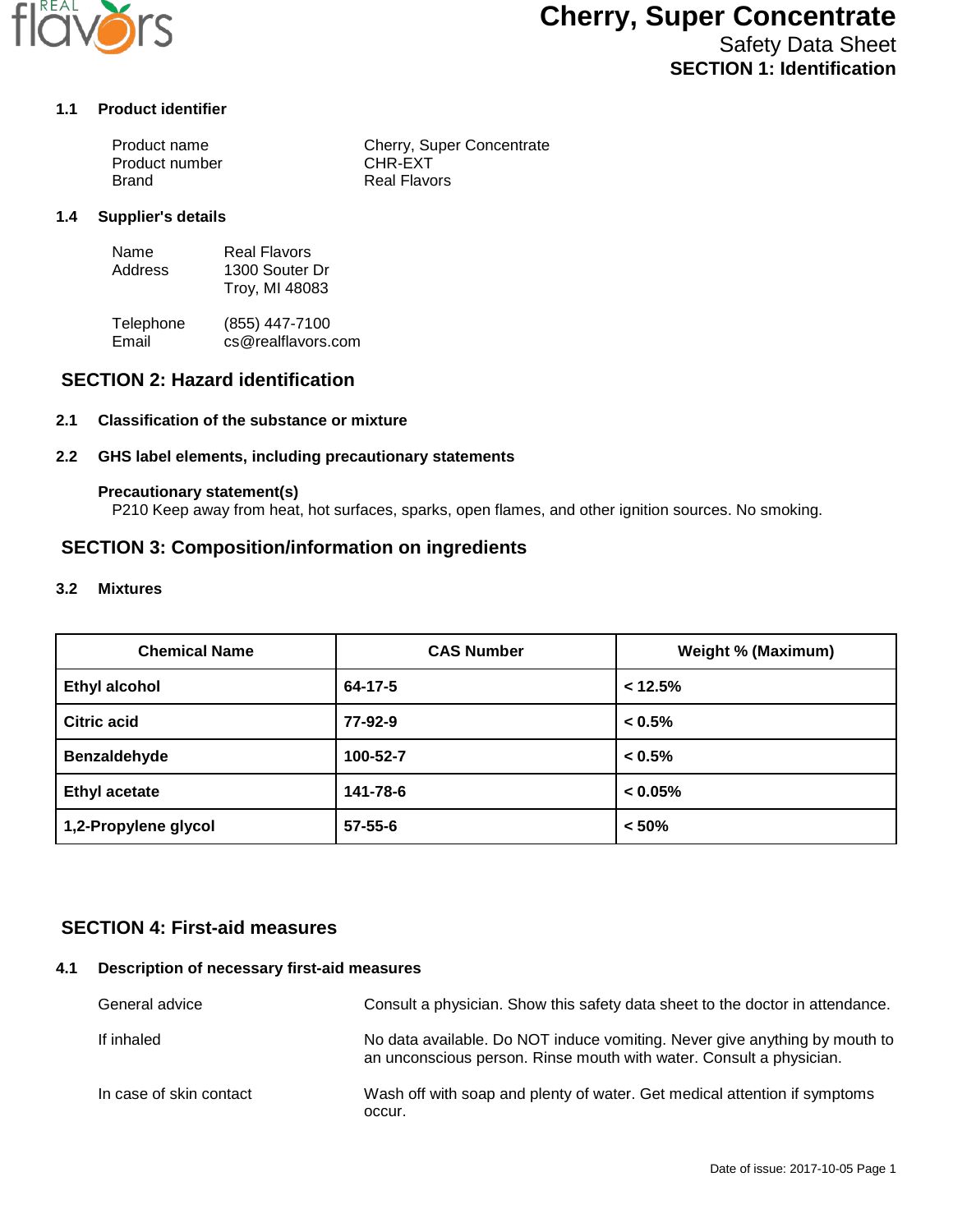# Cherry, Super Concentrate

Safety Data Sheet

**SECTION 1: Identification**

### 1.1 Product identifier

| | |
|---|---|
| Product name | Cherry, Super Concentrate |
| Product number | CHR-EXT |
| Brand | Real Flavors |

### 1.4 Supplier's details

| | |
|---|---|
| Name | Real Flavors |
| Address | 1300 Souter Dr<br>Troy, MI 48083 |
| Telephone | (855) 447-7100 |
| Email | cs@realflavors.com |

## SECTION 2: Hazard identification

### 2.1 Classification of the substance or mixture

### 2.2 GHS label elements, including precautionary statements

**Precautionary statement(s)**

P210 Keep away from heat, hot surfaces, sparks, open flames, and other ignition sources. No smoking.

## SECTION 3: Composition/information on ingredients

### 3.2 Mixtures

| Chemical Name | CAS Number | Weight % (Maximum) |
|---|---|---|
| **Ethyl alcohol** | **64-17-5** | **< 12.5%** |
| **Citric acid** | **77-92-9** | **< 0.5%** |
| **Benzaldehyde** | **100-52-7** | **< 0.5%** |
| **Ethyl acetate** | **141-78-6** | **< 0.05%** |
| **1,2-Propylene glycol** | **57-55-6** | **< 50%** |

## SECTION 4: First-aid measures

### 4.1 Description of necessary first-aid measures

| | |
|---|---|
| General advice | Consult a physician. Show this safety data sheet to the doctor in attendance. |
| If inhaled | No data available. Do NOT induce vomiting. Never give anything by mouth to an unconscious person. Rinse mouth with water. Consult a physician. |
| In case of skin contact | Wash off with soap and plenty of water. Get medical attention if symptoms occur. |

Date of issue: 2017-10-05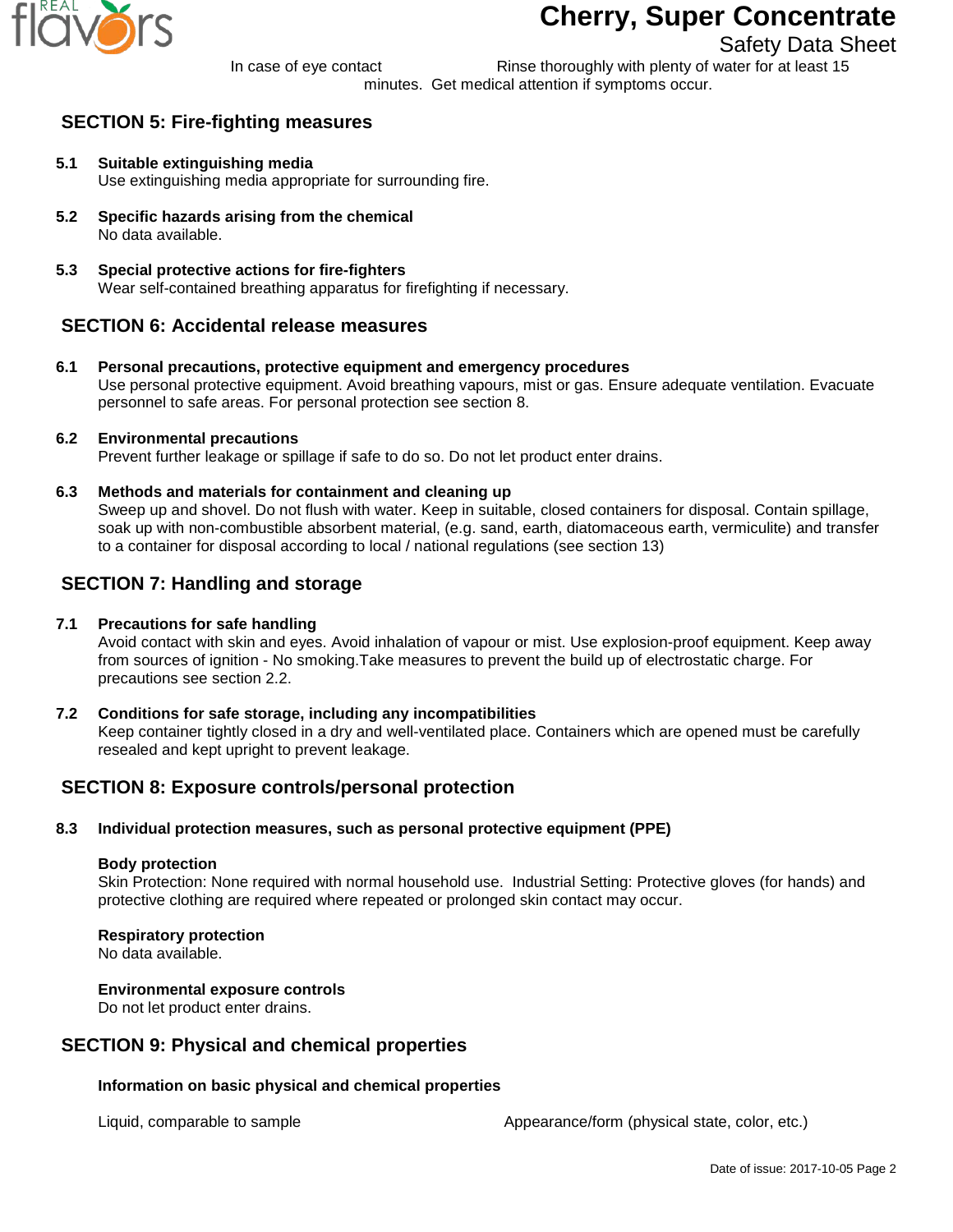In case of eye contact Rinse thoroughly with plenty of water for at least 15 minutes. Get medical attention if symptoms occur.

## SECTION 5: Fire-fighting measures

**5.1 Suitable extinguishing media**
Use extinguishing media appropriate for surrounding fire.

**5.2 Specific hazards arising from the chemical**
No data available.

**5.3 Special protective actions for fire-fighters**
Wear self-contained breathing apparatus for firefighting if necessary.

## SECTION 6: Accidental release measures

**6.1 Personal precautions, protective equipment and emergency procedures**
Use personal protective equipment. Avoid breathing vapours, mist or gas. Ensure adequate ventilation. Evacuate personnel to safe areas. For personal protection see section 8.

**6.2 Environmental precautions**
Prevent further leakage or spillage if safe to do so. Do not let product enter drains.

**6.3 Methods and materials for containment and cleaning up**
Sweep up and shovel. Do not flush with water. Keep in suitable, closed containers for disposal. Contain spillage, soak up with non-combustible absorbent material, (e.g. sand, earth, diatomaceous earth, vermiculite) and transfer to a container for disposal according to local / national regulations (see section 13)

## SECTION 7: Handling and storage

**7.1 Precautions for safe handling**
Avoid contact with skin and eyes. Avoid inhalation of vapour or mist. Use explosion-proof equipment. Keep away from sources of ignition - No smoking.Take measures to prevent the build up of electrostatic charge. For precautions see section 2.2.

**7.2 Conditions for safe storage, including any incompatibilities**
Keep container tightly closed in a dry and well-ventilated place. Containers which are opened must be carefully resealed and kept upright to prevent leakage.

## SECTION 8: Exposure controls/personal protection

**8.3 Individual protection measures, such as personal protective equipment (PPE)**

**Body protection**
Skin Protection: None required with normal household use. Industrial Setting: Protective gloves (for hands) and protective clothing are required where repeated or prolonged skin contact may occur.

**Respiratory protection**
No data available.

**Environmental exposure controls**
Do not let product enter drains.

## SECTION 9: Physical and chemical properties

**Information on basic physical and chemical properties**

Liquid, comparable to sample Appearance/form (physical state, color, etc.)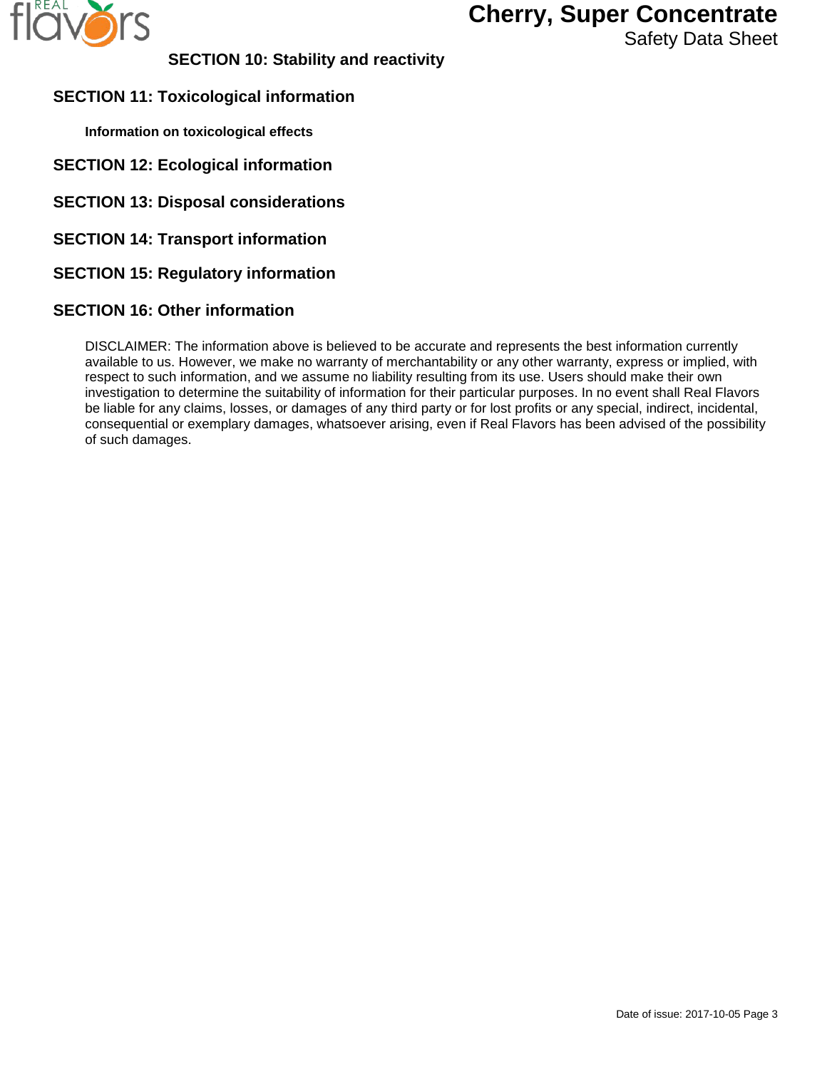## SECTION 10: Stability and reactivity

## SECTION 11: Toxicological information

**Information on toxicological effects**

## SECTION 12: Ecological information

## SECTION 13: Disposal considerations

## SECTION 14: Transport information

## SECTION 15: Regulatory information

## SECTION 16: Other information

DISCLAIMER: The information above is believed to be accurate and represents the best information currently available to us. However, we make no warranty of merchantability or any other warranty, express or implied, with respect to such information, and we assume no liability resulting from its use. Users should make their own investigation to determine the suitability of information for their particular purposes. In no event shall Real Flavors be liable for any claims, losses, or damages of any third party or for lost profits or any special, indirect, incidental, consequential or exemplary damages, whatsoever arising, even if Real Flavors has been advised of the possibility of such damages.